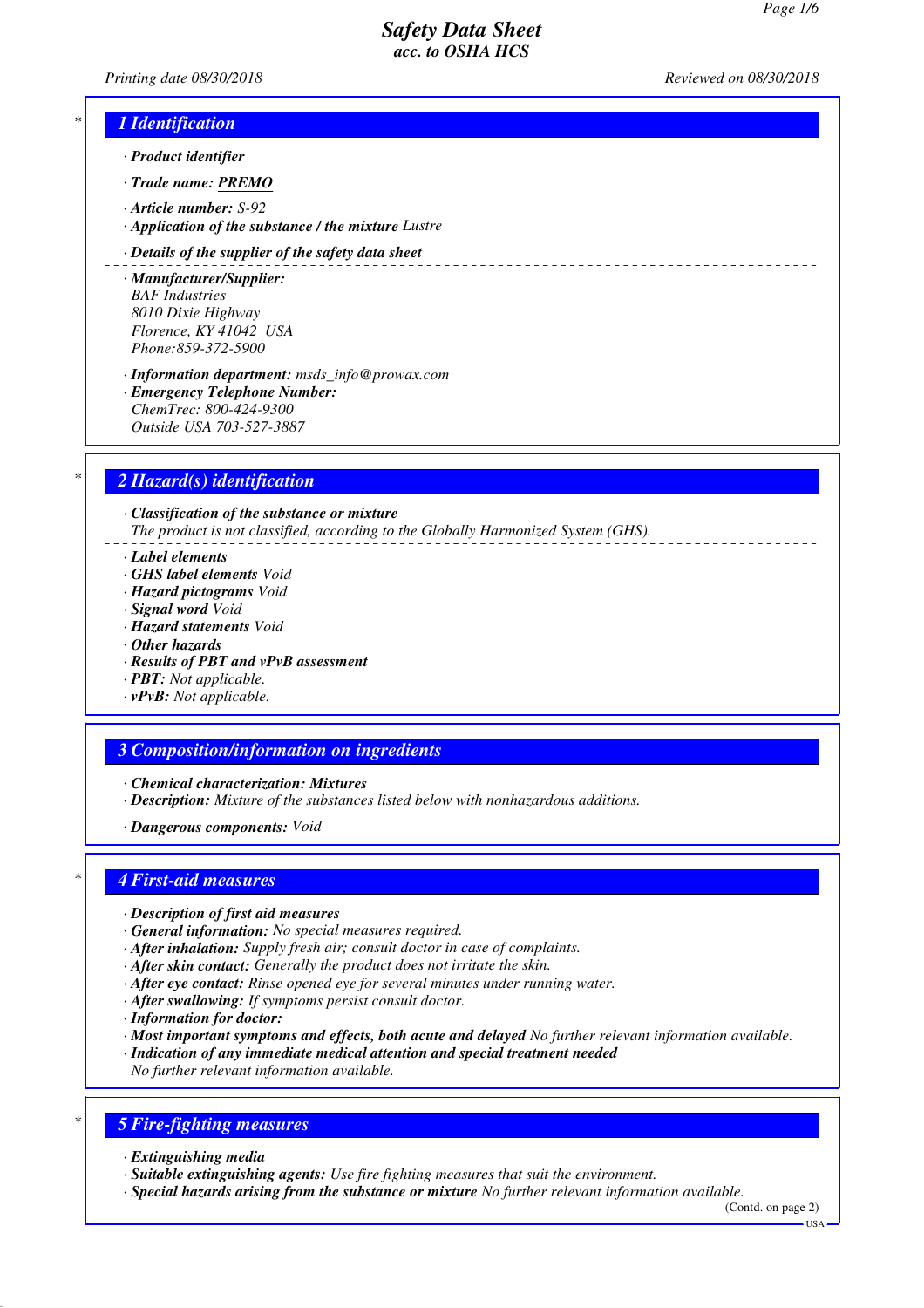# Safety Data Sheet
## acc. to OSHA HCS

*Printing date 08/30/2018* *Reviewed on 08/30/2018*

## 1 Identification

· **Product identifier**

· **Trade name: PREMO**

· **Article number:** S-92
· **Application of the substance / the mixture** Lustre

· **Details of the supplier of the safety data sheet**

· **Manufacturer/Supplier:**
BAF Industries
8010 Dixie Highway
Florence, KY 41042 USA
Phone:859-372-5900

· **Information department:** msds_info@prowax.com
· **Emergency Telephone Number:**
ChemTrec: 800-424-9300
Outside USA 703-527-3887

## 2 Hazard(s) identification

· **Classification of the substance or mixture**
The product is not classified, according to the Globally Harmonized System (GHS).

· **Label elements**
· **GHS label elements** Void
· **Hazard pictograms** Void
· **Signal word** Void
· **Hazard statements** Void
· **Other hazards**
· **Results of PBT and vPvB assessment**
· **PBT:** Not applicable.
· **vPvB:** Not applicable.

## 3 Composition/information on ingredients

· **Chemical characterization: Mixtures**
· **Description:** Mixture of the substances listed below with nonhazardous additions.

· **Dangerous components:** Void

## 4 First-aid measures

· **Description of first aid measures**
· **General information:** No special measures required.
· **After inhalation:** Supply fresh air; consult doctor in case of complaints.
· **After skin contact:** Generally the product does not irritate the skin.
· **After eye contact:** Rinse opened eye for several minutes under running water.
· **After swallowing:** If symptoms persist consult doctor.
· **Information for doctor:**
· **Most important symptoms and effects, both acute and delayed** No further relevant information available.
· **Indication of any immediate medical attention and special treatment needed**
No further relevant information available.

## 5 Fire-fighting measures

· **Extinguishing media**
· **Suitable extinguishing agents:** Use fire fighting measures that suit the environment.
· **Special hazards arising from the substance or mixture** No further relevant information available.

(Contd. on page 2)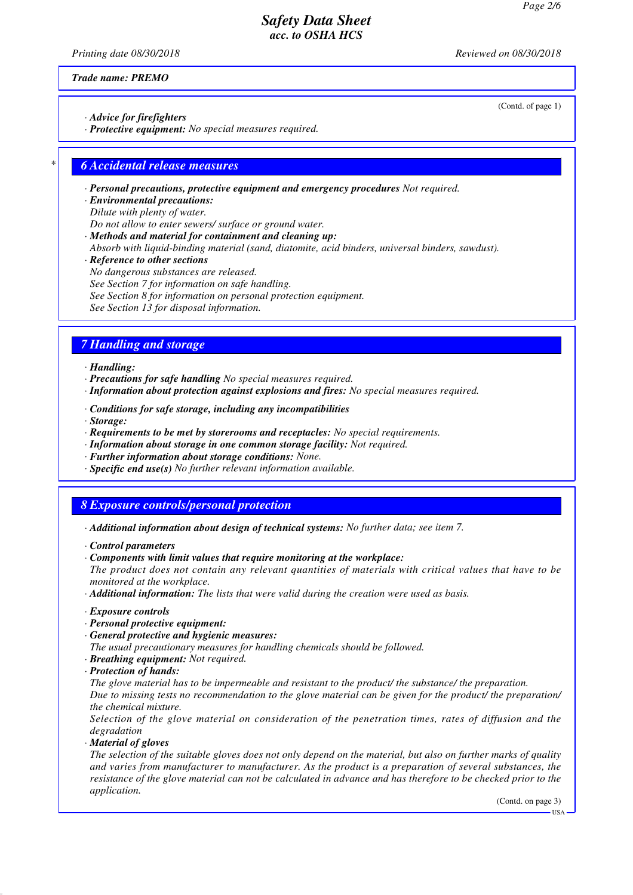Trade name: PREMO

(Contd. of page 1)

· **Advice for firefighters**
· **Protective equipment:** No special measures required.

## 6 Accidental release measures

· **Personal precautions, protective equipment and emergency procedures** Not required.
· **Environmental precautions:**
Dilute with plenty of water.
Do not allow to enter sewers/ surface or ground water.
· **Methods and material for containment and cleaning up:**
Absorb with liquid-binding material (sand, diatomite, acid binders, universal binders, sawdust).
· **Reference to other sections**
No dangerous substances are released.
See Section 7 for information on safe handling.
See Section 8 for information on personal protection equipment.
See Section 13 for disposal information.

## 7 Handling and storage

· **Handling:**
· **Precautions for safe handling** No special measures required.
· **Information about protection against explosions and fires:** No special measures required.

· **Conditions for safe storage, including any incompatibilities**
· **Storage:**
· **Requirements to be met by storerooms and receptacles:** No special requirements.
· **Information about storage in one common storage facility:** Not required.
· **Further information about storage conditions:** None.
· **Specific end use(s)** No further relevant information available.

## 8 Exposure controls/personal protection

· **Additional information about design of technical systems:** No further data; see item 7.

· **Control parameters**
· **Components with limit values that require monitoring at the workplace:**
The product does not contain any relevant quantities of materials with critical values that have to be monitored at the workplace.
· **Additional information:** The lists that were valid during the creation were used as basis.

· **Exposure controls**
· **Personal protective equipment:**
· **General protective and hygienic measures:**
The usual precautionary measures for handling chemicals should be followed.
· **Breathing equipment:** Not required.
· **Protection of hands:**
The glove material has to be impermeable and resistant to the product/ the substance/ the preparation.
Due to missing tests no recommendation to the glove material can be given for the product/ the preparation/ the chemical mixture.
Selection of the glove material on consideration of the penetration times, rates of diffusion and the degradation
· **Material of gloves**
The selection of the suitable gloves does not only depend on the material, but also on further marks of quality and varies from manufacturer to manufacturer. As the product is a preparation of several substances, the resistance of the glove material can not be calculated in advance and has therefore to be checked prior to the application.

(Contd. on page 3)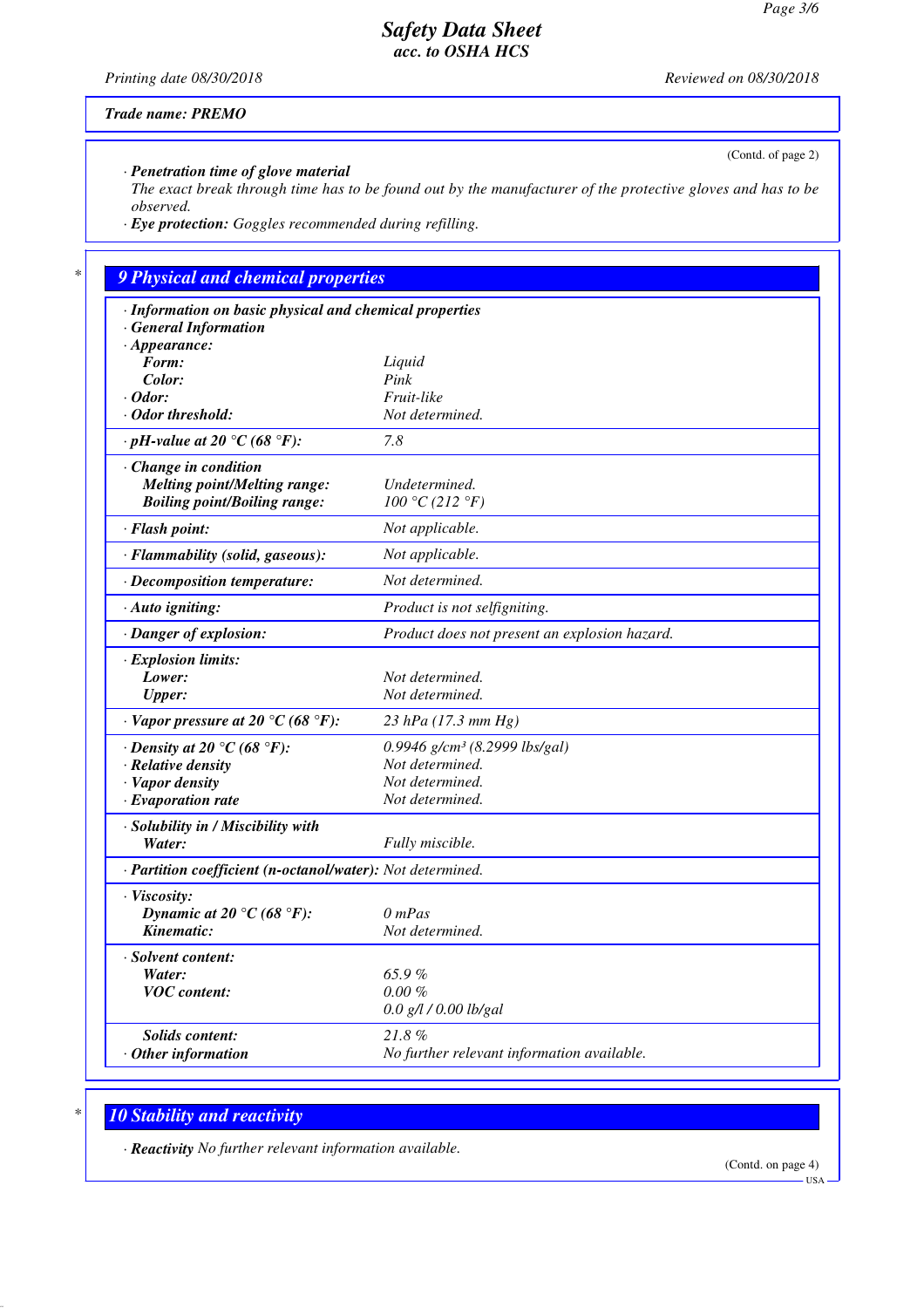**Trade name: PREMO**

(Contd. of page 2)

· ***Penetration time of glove material***
*The exact break through time has to be found out by the manufacturer of the protective gloves and has to be observed.*

· ***Eye protection:*** *Goggles recommended during refilling.*

## 9 Physical and chemical properties

| | |
|---|---|
| · **Information on basic physical and chemical properties** | |
| · **General Information** | |
| · **Appearance:** | |
| **Form:** | Liquid |
| **Color:** | Pink |
| · **Odor:** | Fruit-like |
| · **Odor threshold:** | Not determined. |
| · **pH-value at 20 °C (68 °F):** | 7.8 |
| · **Change in condition** | |
| **Melting point/Melting range:** | Undetermined. |
| **Boiling point/Boiling range:** | 100 °C (212 °F) |
| · **Flash point:** | Not applicable. |
| · **Flammability (solid, gaseous):** | Not applicable. |
| · **Decomposition temperature:** | Not determined. |
| · **Auto igniting:** | Product is not selfigniting. |
| · **Danger of explosion:** | Product does not present an explosion hazard. |
| · **Explosion limits:** | |
| **Lower:** | Not determined. |
| **Upper:** | Not determined. |
| · **Vapor pressure at 20 °C (68 °F):** | 23 hPa (17.3 mm Hg) |
| · **Density at 20 °C (68 °F):** | 0.9946 g/cm³ (8.2999 lbs/gal) |
| · **Relative density** | Not determined. |
| · **Vapor density** | Not determined. |
| · **Evaporation rate** | Not determined. |
| · **Solubility in / Miscibility with** | |
| **Water:** | Fully miscible. |
| · **Partition coefficient (n-octanol/water):** | Not determined. |
| · **Viscosity:** | |
| **Dynamic at 20 °C (68 °F):** | 0 mPas |
| **Kinematic:** | Not determined. |
| · **Solvent content:** | |
| **Water:** | 65.9 % |
| **VOC content:** | 0.00 % |
| | 0.0 g/l / 0.00 lb/gal |
| **Solids content:** | 21.8 % |
| · **Other information** | No further relevant information available. |

## 10 Stability and reactivity

· ***Reactivity*** *No further relevant information available.*

(Contd. on page 4)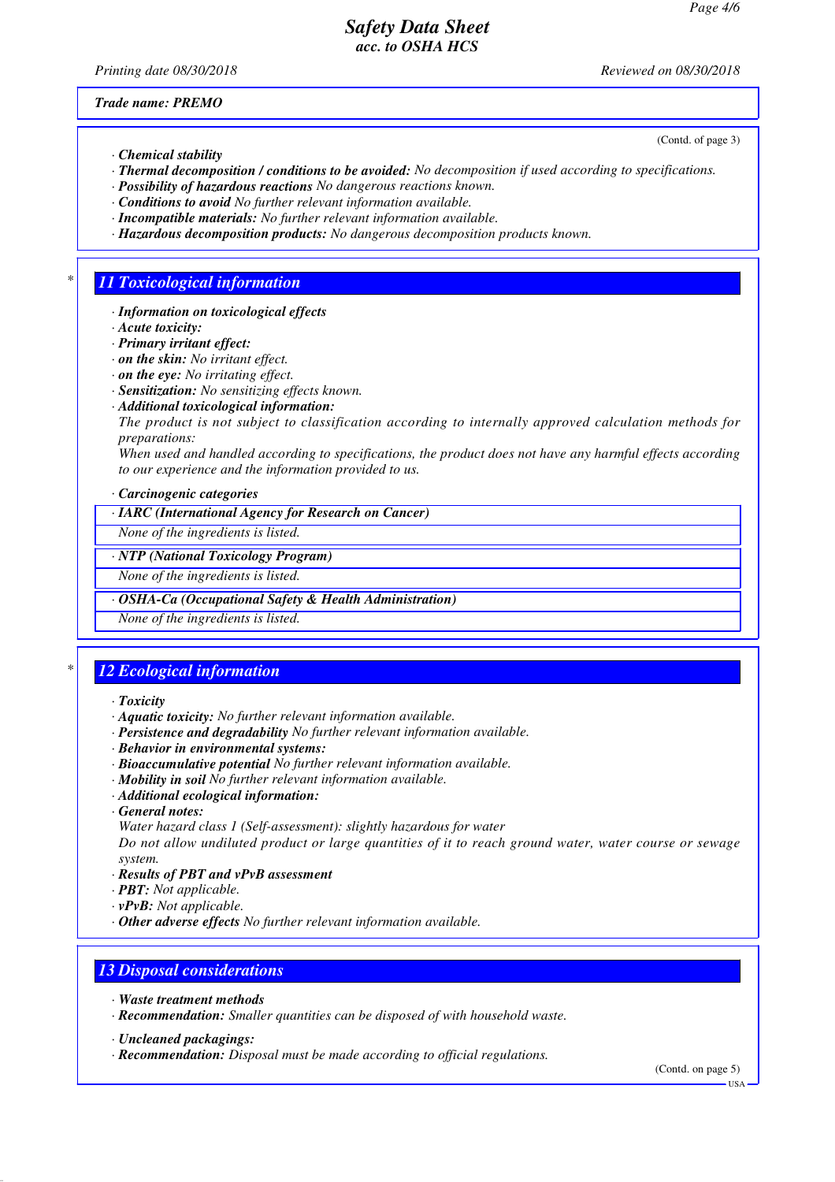(Contd. of page 3)

· **Chemical stability**
· **Thermal decomposition / conditions to be avoided:** No decomposition if used according to specifications.
· **Possibility of hazardous reactions** No dangerous reactions known.
· **Conditions to avoid** No further relevant information available.
· **Incompatible materials:** No further relevant information available.
· **Hazardous decomposition products:** No dangerous decomposition products known.

## 11 Toxicological information

· **Information on toxicological effects**
· **Acute toxicity:**
· **Primary irritant effect:**
· **on the skin:** No irritant effect.
· **on the eye:** No irritating effect.
· **Sensitization:** No sensitizing effects known.
· **Additional toxicological information:**
The product is not subject to classification according to internally approved calculation methods for preparations:
When used and handled according to specifications, the product does not have any harmful effects according to our experience and the information provided to us.

· **Carcinogenic categories**

· **IARC (International Agency for Research on Cancer)**
None of the ingredients is listed.

· **NTP (National Toxicology Program)**
None of the ingredients is listed.

· **OSHA-Ca (Occupational Safety & Health Administration)**
None of the ingredients is listed.

## 12 Ecological information

· **Toxicity**
· **Aquatic toxicity:** No further relevant information available.
· **Persistence and degradability** No further relevant information available.
· **Behavior in environmental systems:**
· **Bioaccumulative potential** No further relevant information available.
· **Mobility in soil** No further relevant information available.
· **Additional ecological information:**
· **General notes:**
Water hazard class 1 (Self-assessment): slightly hazardous for water
Do not allow undiluted product or large quantities of it to reach ground water, water course or sewage system.
· **Results of PBT and vPvB assessment**
· **PBT:** Not applicable.
· **vPvB:** Not applicable.
· **Other adverse effects** No further relevant information available.

## 13 Disposal considerations

· **Waste treatment methods**
· **Recommendation:** Smaller quantities can be disposed of with household waste.

· **Uncleaned packagings:**
· **Recommendation:** Disposal must be made according to official regulations.

(Contd. on page 5)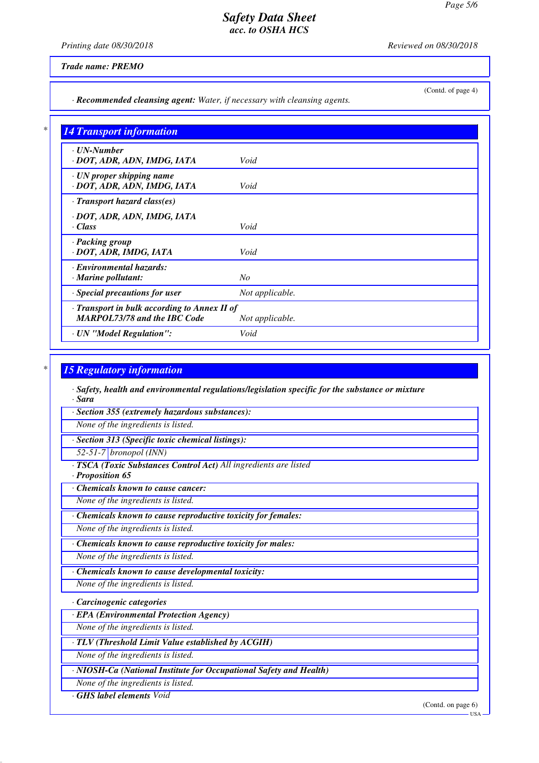Trade name: PREMO

(Contd. of page 4)

· **Recommended cleansing agent:** Water, if necessary with cleansing agents.

## 14 Transport information

| | |
|---|---|
| · **UN-Number** · **DOT, ADR, ADN, IMDG, IATA** | Void |
| · **UN proper shipping name** · **DOT, ADR, ADN, IMDG, IATA** | Void |
| · **Transport hazard class(es)** · **DOT, ADR, ADN, IMDG, IATA** · **Class** | Void |
| · **Packing group** · **DOT, ADR, IMDG, IATA** | Void |
| · **Environmental hazards:** · **Marine pollutant:** | No |
| · **Special precautions for user** | Not applicable. |
| · **Transport in bulk according to Annex II of MARPOL73/78 and the IBC Code** | Not applicable. |
| · **UN "Model Regulation":** | Void |

## 15 Regulatory information

· **Safety, health and environmental regulations/legislation specific for the substance or mixture**
· **Sara**

· **Section 355 (extremely hazardous substances):**
None of the ingredients is listed.

· **Section 313 (Specific toxic chemical listings):**

| | |
|---|---|
| 52-51-7 | bronopol (INN) |

· **TSCA (Toxic Substances Control Act)** All ingredients are listed
· **Proposition 65**

· **Chemicals known to cause cancer:**
None of the ingredients is listed.

· **Chemicals known to cause reproductive toxicity for females:**
None of the ingredients is listed.

· **Chemicals known to cause reproductive toxicity for males:**
None of the ingredients is listed.

· **Chemicals known to cause developmental toxicity:**
None of the ingredients is listed.

· **Carcinogenic categories**

· **EPA (Environmental Protection Agency)**
None of the ingredients is listed.

· **TLV (Threshold Limit Value established by ACGIH)**
None of the ingredients is listed.

· **NIOSH-Ca (National Institute for Occupational Safety and Health)**
None of the ingredients is listed.

· **GHS label elements** Void

(Contd. on page 6)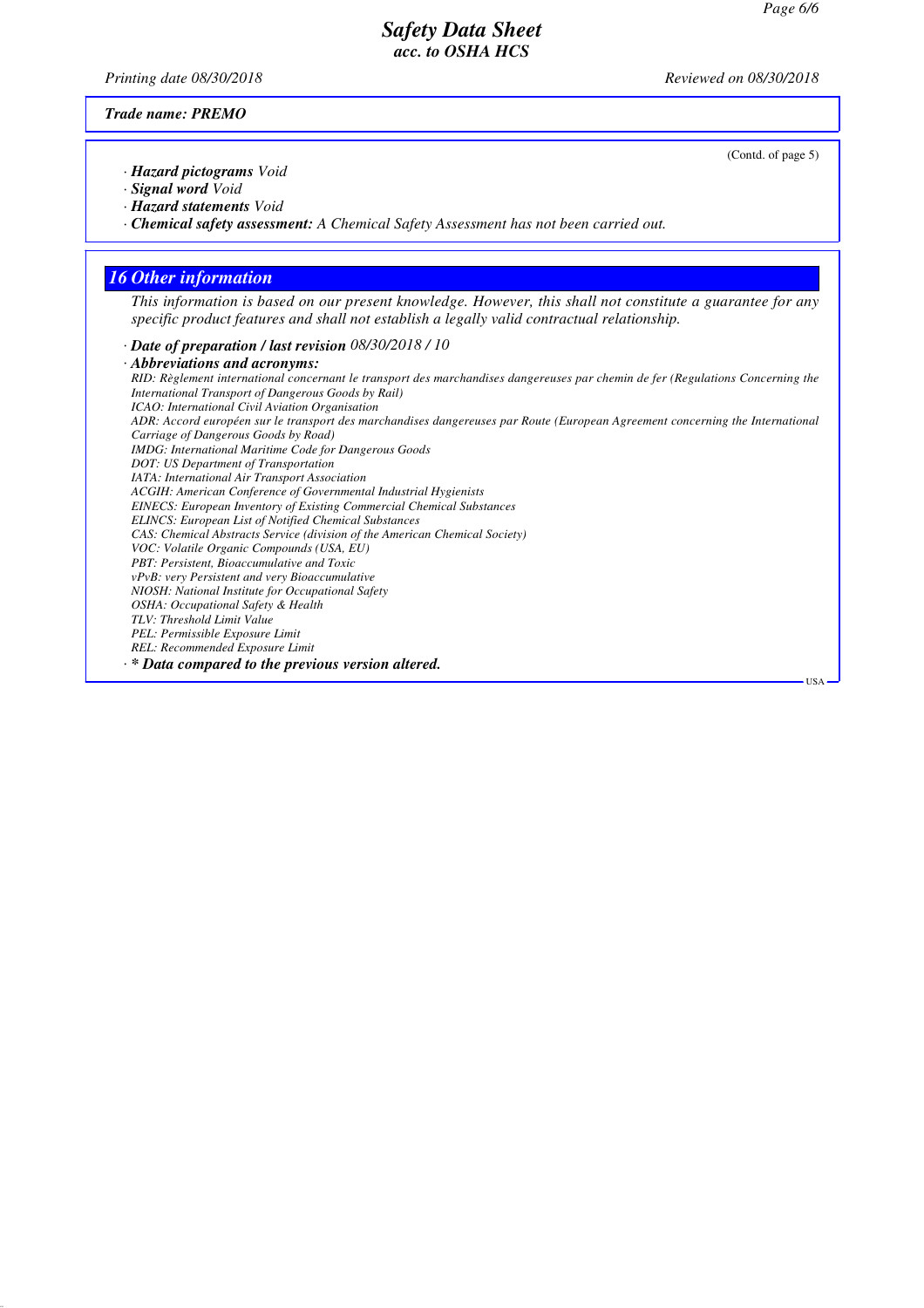(Contd. of page 5)

· ***Hazard pictograms*** *Void*
· ***Signal word*** *Void*
· ***Hazard statements*** *Void*
· ***Chemical safety assessment:*** *A Chemical Safety Assessment has not been carried out.*

## *16 Other information*

*This information is based on our present knowledge. However, this shall not constitute a guarantee for any specific product features and shall not establish a legally valid contractual relationship.*

· ***Date of preparation / last revision*** *08/30/2018 / 10*
· ***Abbreviations and acronyms:***
*RID: Règlement international concernant le transport des marchandises dangereuses par chemin de fer (Regulations Concerning the International Transport of Dangerous Goods by Rail)*
*ICAO: International Civil Aviation Organisation*
*ADR: Accord européen sur le transport des marchandises dangereuses par Route (European Agreement concerning the International Carriage of Dangerous Goods by Road)*
*IMDG: International Maritime Code for Dangerous Goods*
*DOT: US Department of Transportation*
*IATA: International Air Transport Association*
*ACGIH: American Conference of Governmental Industrial Hygienists*
*EINECS: European Inventory of Existing Commercial Chemical Substances*
*ELINCS: European List of Notified Chemical Substances*
*CAS: Chemical Abstracts Service (division of the American Chemical Society)*
*VOC: Volatile Organic Compounds (USA, EU)*
*PBT: Persistent, Bioaccumulative and Toxic*
*vPvB: very Persistent and very Bioaccumulative*
*NIOSH: National Institute for Occupational Safety*
*OSHA: Occupational Safety & Health*
*TLV: Threshold Limit Value*
*PEL: Permissible Exposure Limit*
*REL: Recommended Exposure Limit*
· ***\* Data compared to the previous version altered.***

USA